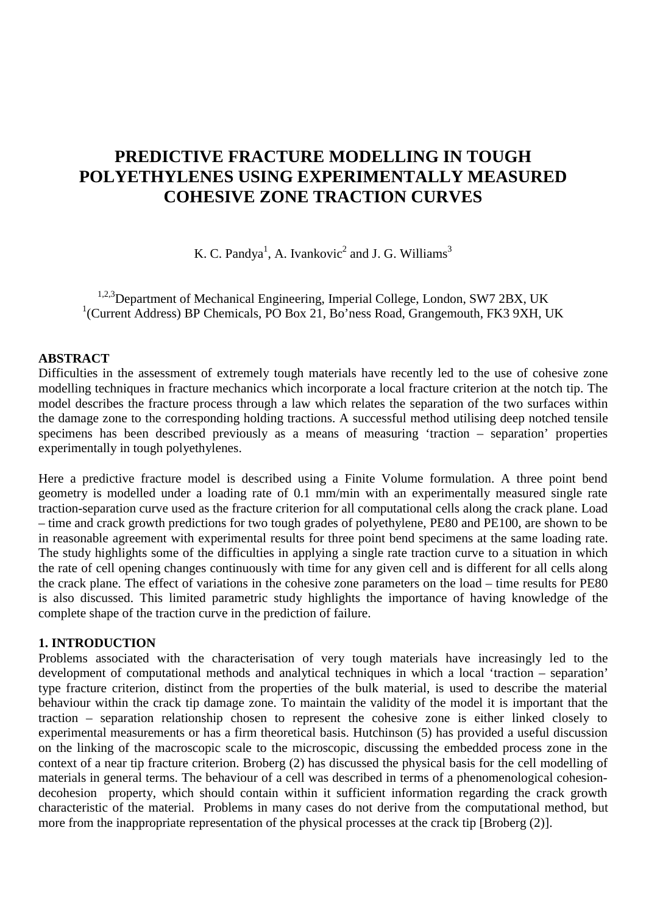# PREDICTIVE FRACTURE MODELLING IN TOUGH POLYETHYLENES USING EXPERIMENTALLY MEASURED COHESIVE ZONE TRACTION CURVES

K. C. Pandya[1], A. Ivankovic[2] and J. G. Williams[3]

[1,2,3]Department of Mechanical Engineering, Imperial College, London, SW7 2BX, UK
[1](Current Address) BP Chemicals, PO Box 21, Bo'ness Road, Grangemouth, FK3 9XH, UK

## ABSTRACT

Difficulties in the assessment of extremely tough materials have recently led to the use of cohesive zone modelling techniques in fracture mechanics which incorporate a local fracture criterion at the notch tip. The model describes the fracture process through a law which relates the separation of the two surfaces within the damage zone to the corresponding holding tractions. A successful method utilising deep notched tensile specimens has been described previously as a means of measuring 'traction – separation' properties experimentally in tough polyethylenes.

Here a predictive fracture model is described using a Finite Volume formulation. A three point bend geometry is modelled under a loading rate of 0.1 mm/min with an experimentally measured single rate traction-separation curve used as the fracture criterion for all computational cells along the crack plane. Load – time and crack growth predictions for two tough grades of polyethylene, PE80 and PE100, are shown to be in reasonable agreement with experimental results for three point bend specimens at the same loading rate. The study highlights some of the difficulties in applying a single rate traction curve to a situation in which the rate of cell opening changes continuously with time for any given cell and is different for all cells along the crack plane. The effect of variations in the cohesive zone parameters on the load – time results for PE80 is also discussed. This limited parametric study highlights the importance of having knowledge of the complete shape of the traction curve in the prediction of failure.

## 1. INTRODUCTION

Problems associated with the characterisation of very tough materials have increasingly led to the development of computational methods and analytical techniques in which a local 'traction – separation' type fracture criterion, distinct from the properties of the bulk material, is used to describe the material behaviour within the crack tip damage zone. To maintain the validity of the model it is important that the traction – separation relationship chosen to represent the cohesive zone is either linked closely to experimental measurements or has a firm theoretical basis. Hutchinson (5) has provided a useful discussion on the linking of the macroscopic scale to the microscopic, discussing the embedded process zone in the context of a near tip fracture criterion. Broberg (2) has discussed the physical basis for the cell modelling of materials in general terms. The behaviour of a cell was described in terms of a phenomenological cohesion-decohesion property, which should contain within it sufficient information regarding the crack growth characteristic of the material. Problems in many cases do not derive from the computational method, but more from the inappropriate representation of the physical processes at the crack tip [Broberg (2)].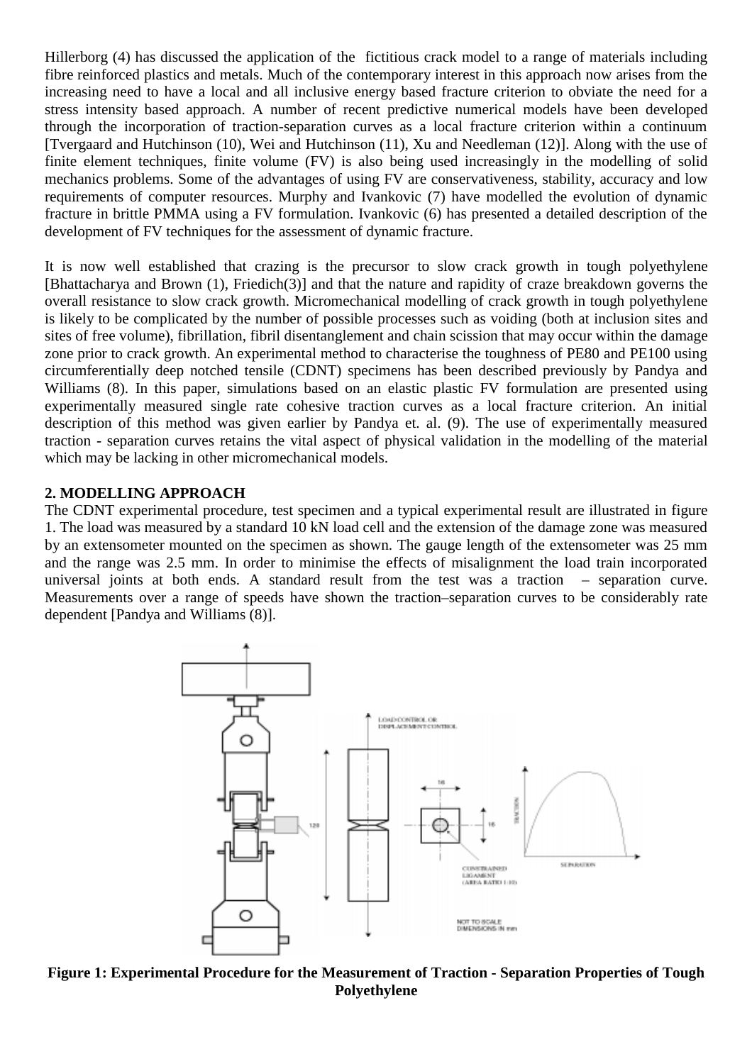Hillerborg (4) has discussed the application of the fictitious crack model to a range of materials including fibre reinforced plastics and metals. Much of the contemporary interest in this approach now arises from the increasing need to have a local and all inclusive energy based fracture criterion to obviate the need for a stress intensity based approach. A number of recent predictive numerical models have been developed through the incorporation of traction-separation curves as a local fracture criterion within a continuum [Tvergaard and Hutchinson (10), Wei and Hutchinson (11), Xu and Needleman (12)]. Along with the use of finite element techniques, finite volume (FV) is also being used increasingly in the modelling of solid mechanics problems. Some of the advantages of using FV are conservativeness, stability, accuracy and low requirements of computer resources. Murphy and Ivankovic (7) have modelled the evolution of dynamic fracture in brittle PMMA using a FV formulation. Ivankovic (6) has presented a detailed description of the development of FV techniques for the assessment of dynamic fracture.

It is now well established that crazing is the precursor to slow crack growth in tough polyethylene [Bhattacharya and Brown (1), Friedich(3)] and that the nature and rapidity of craze breakdown governs the overall resistance to slow crack growth. Micromechanical modelling of crack growth in tough polyethylene is likely to be complicated by the number of possible processes such as voiding (both at inclusion sites and sites of free volume), fibrillation, fibril disentanglement and chain scission that may occur within the damage zone prior to crack growth. An experimental method to characterise the toughness of PE80 and PE100 using circumferentially deep notched tensile (CDNT) specimens has been described previously by Pandya and Williams (8). In this paper, simulations based on an elastic plastic FV formulation are presented using experimentally measured single rate cohesive traction curves as a local fracture criterion. An initial description of this method was given earlier by Pandya et. al. (9). The use of experimentally measured traction - separation curves retains the vital aspect of physical validation in the modelling of the material which may be lacking in other micromechanical models.

## 2. MODELLING APPROACH

The CDNT experimental procedure, test specimen and a typical experimental result are illustrated in figure 1. The load was measured by a standard 10 kN load cell and the extension of the damage zone was measured by an extensometer mounted on the specimen as shown. The gauge length of the extensometer was 25 mm and the range was 2.5 mm. In order to minimise the effects of misalignment the load train incorporated universal joints at both ends. A standard result from the test was a traction – separation curve. Measurements over a range of speeds have shown the traction–separation curves to be considerably rate dependent [Pandya and Williams (8)].

**Figure 1: Experimental Procedure for the Measurement of Traction - Separation Properties of Tough Polyethylene**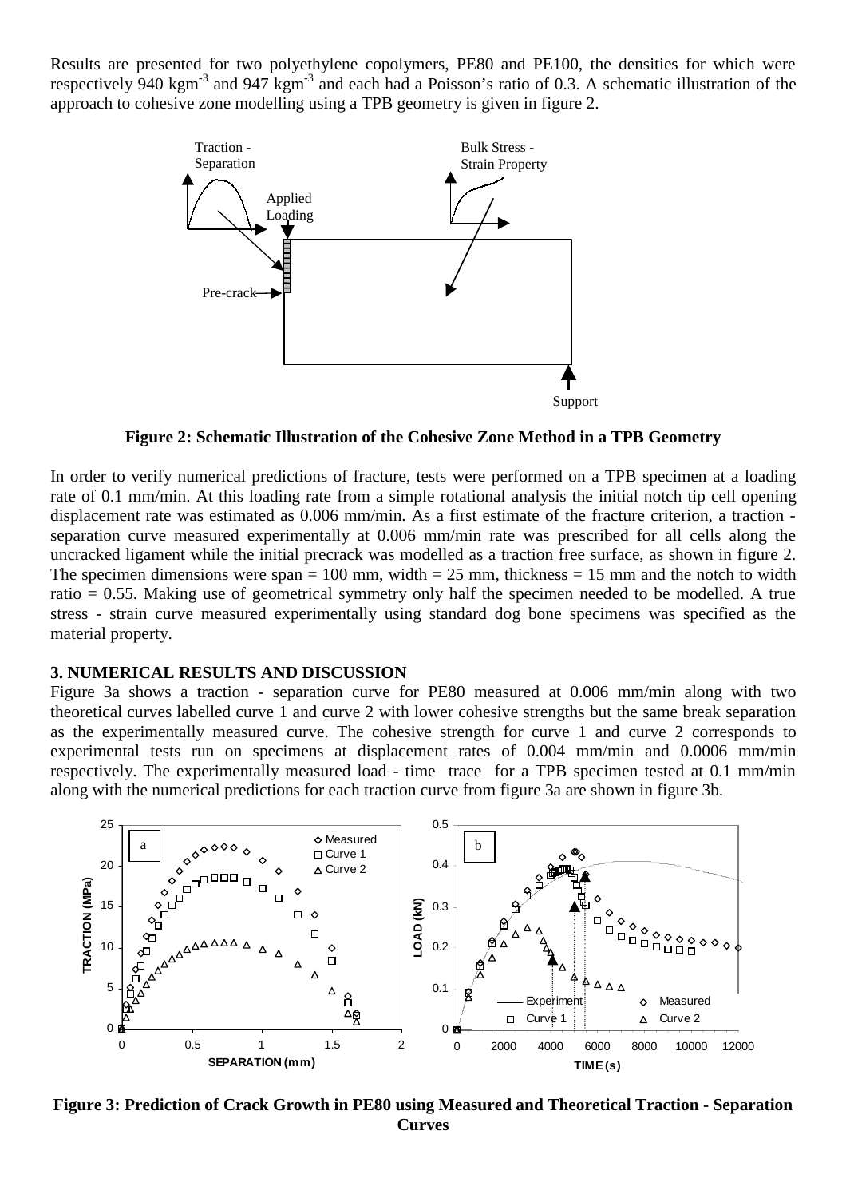Results are presented for two polyethylene copolymers, PE80 and PE100, the densities for which were respectively 940 $kgm^{-3}$ and 947 $kgm^{-3}$ and each had a Poisson's ratio of 0.3. A schematic illustration of the approach to cohesive zone modelling using a TPB geometry is given in figure 2.

**Figure 2: Schematic Illustration of the Cohesive Zone Method in a TPB Geometry**

In order to verify numerical predictions of fracture, tests were performed on a TPB specimen at a loading rate of 0.1 mm/min. At this loading rate from a simple rotational analysis the initial notch tip cell opening displacement rate was estimated as 0.006 mm/min. As a first estimate of the fracture criterion, a traction - separation curve measured experimentally at 0.006 mm/min rate was prescribed for all cells along the uncracked ligament while the initial precrack was modelled as a traction free surface, as shown in figure 2. The specimen dimensions were span = 100 mm, width = 25 mm, thickness = 15 mm and the notch to width ratio = 0.55. Making use of geometrical symmetry only half the specimen needed to be modelled. A true stress - strain curve measured experimentally using standard dog bone specimens was specified as the material property.

### 3. NUMERICAL RESULTS AND DISCUSSION

Figure 3a shows a traction - separation curve for PE80 measured at 0.006 mm/min along with two theoretical curves labelled curve 1 and curve 2 with lower cohesive strengths but the same break separation as the experimentally measured curve. The cohesive strength for curve 1 and curve 2 corresponds to experimental tests run on specimens at displacement rates of 0.004 mm/min and 0.0006 mm/min respectively. The experimentally measured load - time trace for a TPB specimen tested at 0.1 mm/min along with the numerical predictions for each traction curve from figure 3a are shown in figure 3b.

**Figure 3: Prediction of Crack Growth in PE80 using Measured and Theoretical Traction - Separation Curves**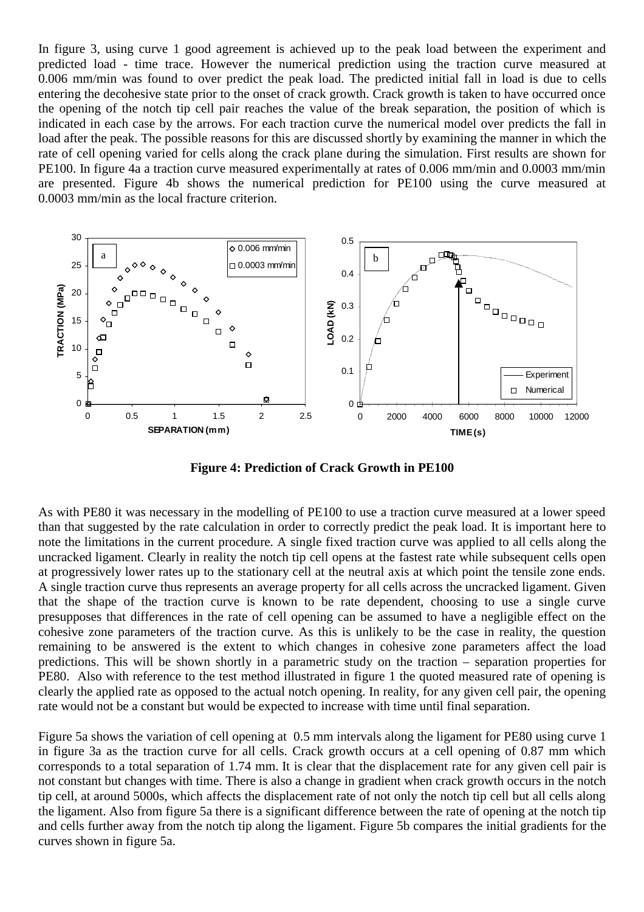In figure 3, using curve 1 good agreement is achieved up to the peak load between the experiment and predicted load - time trace. However the numerical prediction using the traction curve measured at 0.006 mm/min was found to over predict the peak load. The predicted initial fall in load is due to cells entering the decohesive state prior to the onset of crack growth. Crack growth is taken to have occurred once the opening of the notch tip cell pair reaches the value of the break separation, the position of which is indicated in each case by the arrows. For each traction curve the numerical model over predicts the fall in load after the peak. The possible reasons for this are discussed shortly by examining the manner in which the rate of cell opening varied for cells along the crack plane during the simulation. First results are shown for PE100. In figure 4a a traction curve measured experimentally at rates of 0.006 mm/min and 0.0003 mm/min are presented. Figure 4b shows the numerical prediction for PE100 using the curve measured at 0.0003 mm/min as the local fracture criterion.

**Figure 4: Prediction of Crack Growth in PE100**

As with PE80 it was necessary in the modelling of PE100 to use a traction curve measured at a lower speed than that suggested by the rate calculation in order to correctly predict the peak load. It is important here to note the limitations in the current procedure. A single fixed traction curve was applied to all cells along the uncracked ligament. Clearly in reality the notch tip cell opens at the fastest rate while subsequent cells open at progressively lower rates up to the stationary cell at the neutral axis at which point the tensile zone ends. A single traction curve thus represents an average property for all cells across the uncracked ligament. Given that the shape of the traction curve is known to be rate dependent, choosing to use a single curve presupposes that differences in the rate of cell opening can be assumed to have a negligible effect on the cohesive zone parameters of the traction curve. As this is unlikely to be the case in reality, the question remaining to be answered is the extent to which changes in cohesive zone parameters affect the load predictions. This will be shown shortly in a parametric study on the traction – separation properties for PE80. Also with reference to the test method illustrated in figure 1 the quoted measured rate of opening is clearly the applied rate as opposed to the actual notch opening. In reality, for any given cell pair, the opening rate would not be a constant but would be expected to increase with time until final separation.

Figure 5a shows the variation of cell opening at 0.5 mm intervals along the ligament for PE80 using curve 1 in figure 3a as the traction curve for all cells. Crack growth occurs at a cell opening of 0.87 mm which corresponds to a total separation of 1.74 mm. It is clear that the displacement rate for any given cell pair is not constant but changes with time. There is also a change in gradient when crack growth occurs in the notch tip cell, at around 5000s, which affects the displacement rate of not only the notch tip cell but all cells along the ligament. Also from figure 5a there is a significant difference between the rate of opening at the notch tip and cells further away from the notch tip along the ligament. Figure 5b compares the initial gradients for the curves shown in figure 5a.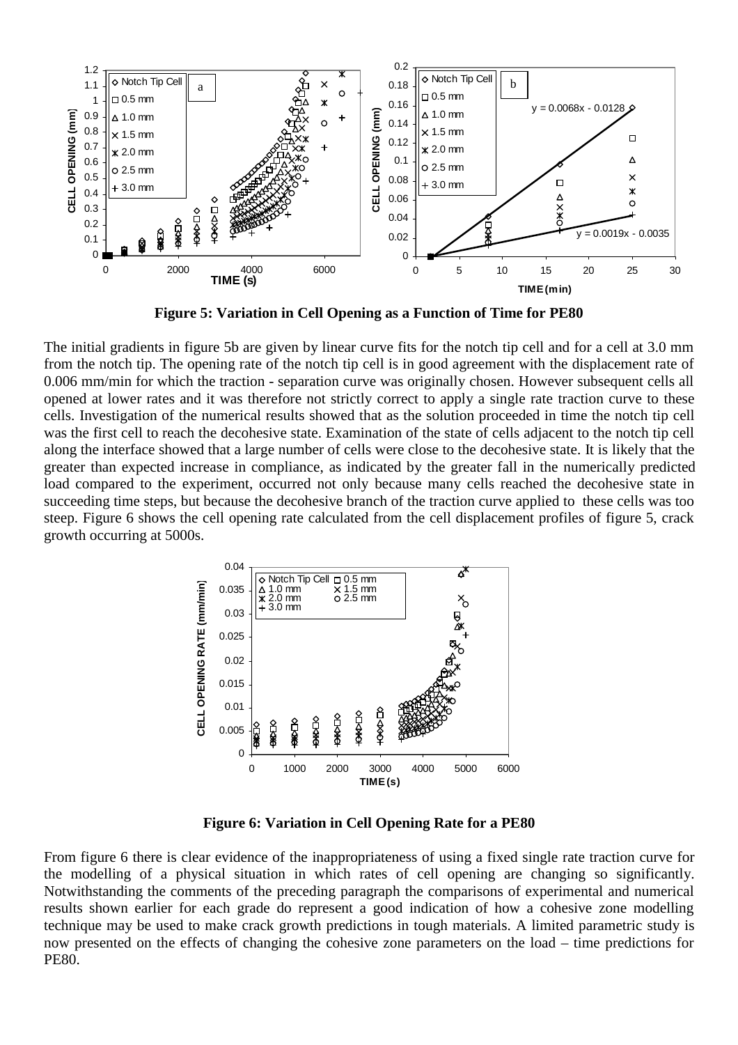**Figure 5: Variation in Cell Opening as a Function of Time for PE80**

The initial gradients in figure 5b are given by linear curve fits for the notch tip cell and for a cell at 3.0 mm from the notch tip. The opening rate of the notch tip cell is in good agreement with the displacement rate of 0.006 mm/min for which the traction - separation curve was originally chosen. However subsequent cells all opened at lower rates and it was therefore not strictly correct to apply a single rate traction curve to these cells. Investigation of the numerical results showed that as the solution proceeded in time the notch tip cell was the first cell to reach the decohesive state. Examination of the state of cells adjacent to the notch tip cell along the interface showed that a large number of cells were close to the decohesive state. It is likely that the greater than expected increase in compliance, as indicated by the greater fall in the numerically predicted load compared to the experiment, occurred not only because many cells reached the decohesive state in succeeding time steps, but because the decohesive branch of the traction curve applied to these cells was too steep. Figure 6 shows the cell opening rate calculated from the cell displacement profiles of figure 5, crack growth occurring at 5000s.

**Figure 6: Variation in Cell Opening Rate for a PE80**

From figure 6 there is clear evidence of the inappropriateness of using a fixed single rate traction curve for the modelling of a physical situation in which rates of cell opening are changing so significantly. Notwithstanding the comments of the preceding paragraph the comparisons of experimental and numerical results shown earlier for each grade do represent a good indication of how a cohesive zone modelling technique may be used to make crack growth predictions in tough materials. A limited parametric study is now presented on the effects of changing the cohesive zone parameters on the load – time predictions for PE80.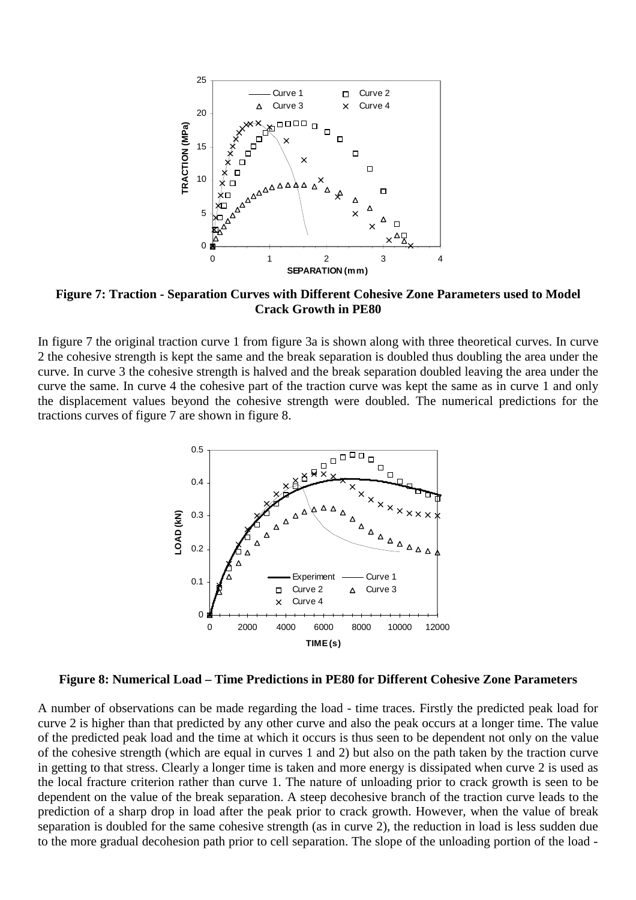**Figure 7: Traction - Separation Curves with Different Cohesive Zone Parameters used to Model Crack Growth in PE80**

In figure 7 the original traction curve 1 from figure 3a is shown along with three theoretical curves. In curve 2 the cohesive strength is kept the same and the break separation is doubled thus doubling the area under the curve. In curve 3 the cohesive strength is halved and the break separation doubled leaving the area under the curve the same. In curve 4 the cohesive part of the traction curve was kept the same as in curve 1 and only the displacement values beyond the cohesive strength were doubled. The numerical predictions for the tractions curves of figure 7 are shown in figure 8.

**Figure 8: Numerical Load – Time Predictions in PE80 for Different Cohesive Zone Parameters**

A number of observations can be made regarding the load - time traces. Firstly the predicted peak load for curve 2 is higher than that predicted by any other curve and also the peak occurs at a longer time. The value of the predicted peak load and the time at which it occurs is thus seen to be dependent not only on the value of the cohesive strength (which are equal in curves 1 and 2) but also on the path taken by the traction curve in getting to that stress. Clearly a longer time is taken and more energy is dissipated when curve 2 is used as the local fracture criterion rather than curve 1. The nature of unloading prior to crack growth is seen to be dependent on the value of the break separation. A steep decohesive branch of the traction curve leads to the prediction of a sharp drop in load after the peak prior to crack growth. However, when the value of break separation is doubled for the same cohesive strength (as in curve 2), the reduction in load is less sudden due to the more gradual decohesion path prior to cell separation. The slope of the unloading portion of the load -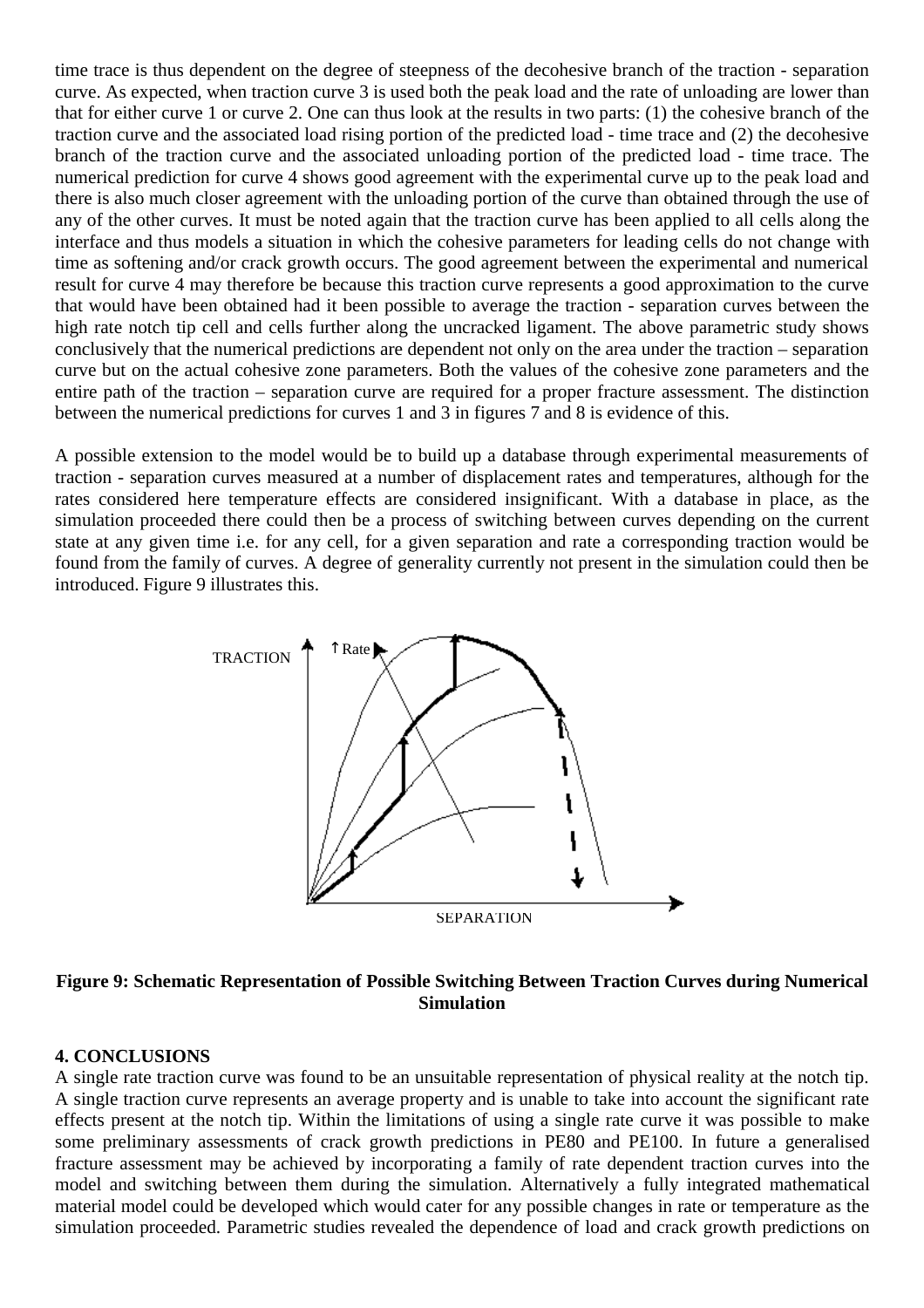time trace is thus dependent on the degree of steepness of the decohesive branch of the traction - separation curve. As expected, when traction curve 3 is used both the peak load and the rate of unloading are lower than that for either curve 1 or curve 2. One can thus look at the results in two parts: (1) the cohesive branch of the traction curve and the associated load rising portion of the predicted load - time trace and (2) the decohesive branch of the traction curve and the associated unloading portion of the predicted load - time trace. The numerical prediction for curve 4 shows good agreement with the experimental curve up to the peak load and there is also much closer agreement with the unloading portion of the curve than obtained through the use of any of the other curves. It must be noted again that the traction curve has been applied to all cells along the interface and thus models a situation in which the cohesive parameters for leading cells do not change with time as softening and/or crack growth occurs. The good agreement between the experimental and numerical result for curve 4 may therefore be because this traction curve represents a good approximation to the curve that would have been obtained had it been possible to average the traction - separation curves between the high rate notch tip cell and cells further along the uncracked ligament. The above parametric study shows conclusively that the numerical predictions are dependent not only on the area under the traction – separation curve but on the actual cohesive zone parameters. Both the values of the cohesive zone parameters and the entire path of the traction – separation curve are required for a proper fracture assessment. The distinction between the numerical predictions for curves 1 and 3 in figures 7 and 8 is evidence of this.

A possible extension to the model would be to build up a database through experimental measurements of traction - separation curves measured at a number of displacement rates and temperatures, although for the rates considered here temperature effects are considered insignificant. With a database in place, as the simulation proceeded there could then be a process of switching between curves depending on the current state at any given time i.e. for any cell, for a given separation and rate a corresponding traction would be found from the family of curves. A degree of generality currently not present in the simulation could then be introduced. Figure 9 illustrates this.

**Figure 9: Schematic Representation of Possible Switching Between Traction Curves during Numerical Simulation**

## 4. CONCLUSIONS

A single rate traction curve was found to be an unsuitable representation of physical reality at the notch tip. A single traction curve represents an average property and is unable to take into account the significant rate effects present at the notch tip. Within the limitations of using a single rate curve it was possible to make some preliminary assessments of crack growth predictions in PE80 and PE100. In future a generalised fracture assessment may be achieved by incorporating a family of rate dependent traction curves into the model and switching between them during the simulation. Alternatively a fully integrated mathematical material model could be developed which would cater for any possible changes in rate or temperature as the simulation proceeded. Parametric studies revealed the dependence of load and crack growth predictions on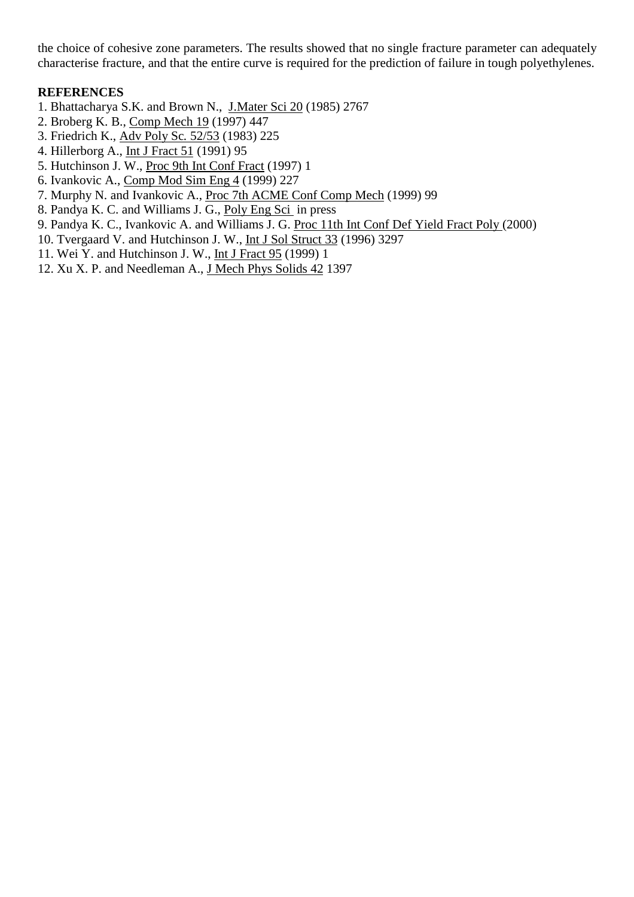the choice of cohesive zone parameters. The results showed that no single fracture parameter can adequately characterise fracture, and that the entire curve is required for the prediction of failure in tough polyethylenes.

**REFERENCES**

1. Bhattacharya S.K. and Brown N., J.Mater Sci 20 (1985) 2767
2. Broberg K. B., Comp Mech 19 (1997) 447
3. Friedrich K., Adv Poly Sc. 52/53 (1983) 225
4. Hillerborg A., Int J Fract 51 (1991) 95
5. Hutchinson J. W., Proc 9th Int Conf Fract (1997) 1
6. Ivankovic A., Comp Mod Sim Eng 4 (1999) 227
7. Murphy N. and Ivankovic A., Proc 7th ACME Conf Comp Mech (1999) 99
8. Pandya K. C. and Williams J. G., Poly Eng Sci in press
9. Pandya K. C., Ivankovic A. and Williams J. G. Proc 11th Int Conf Def Yield Fract Poly (2000)
10. Tvergaard V. and Hutchinson J. W., Int J Sol Struct 33 (1996) 3297
11. Wei Y. and Hutchinson J. W., Int J Fract 95 (1999) 1
12. Xu X. P. and Needleman A., J Mech Phys Solids 42 1397